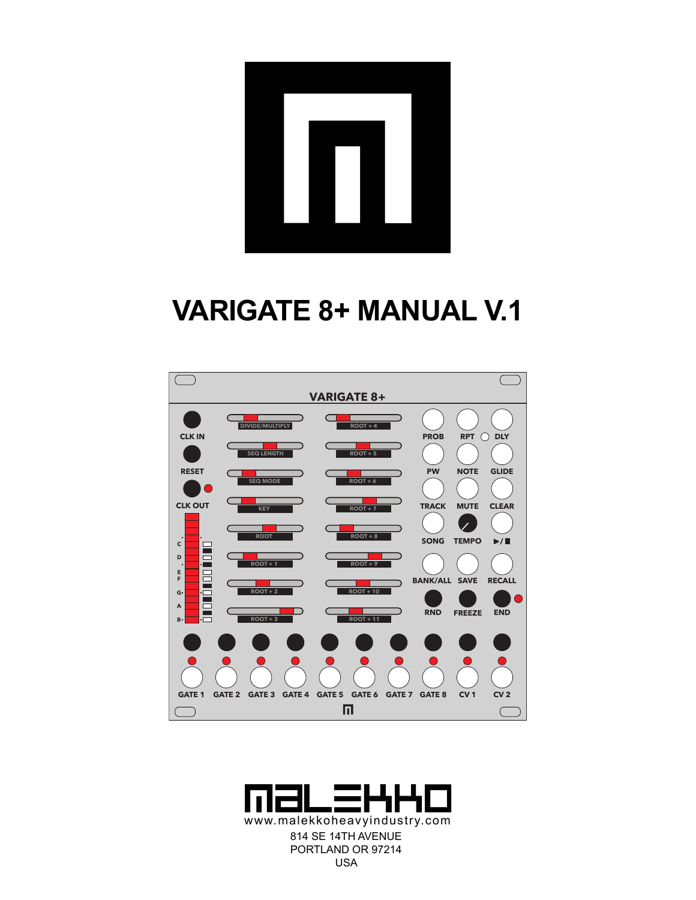# VARIGATE 8+ MANUAL V.1

www.malekkoheavyindustry.com

814 SE 14TH AVENUE
PORTLAND OR 97214
USA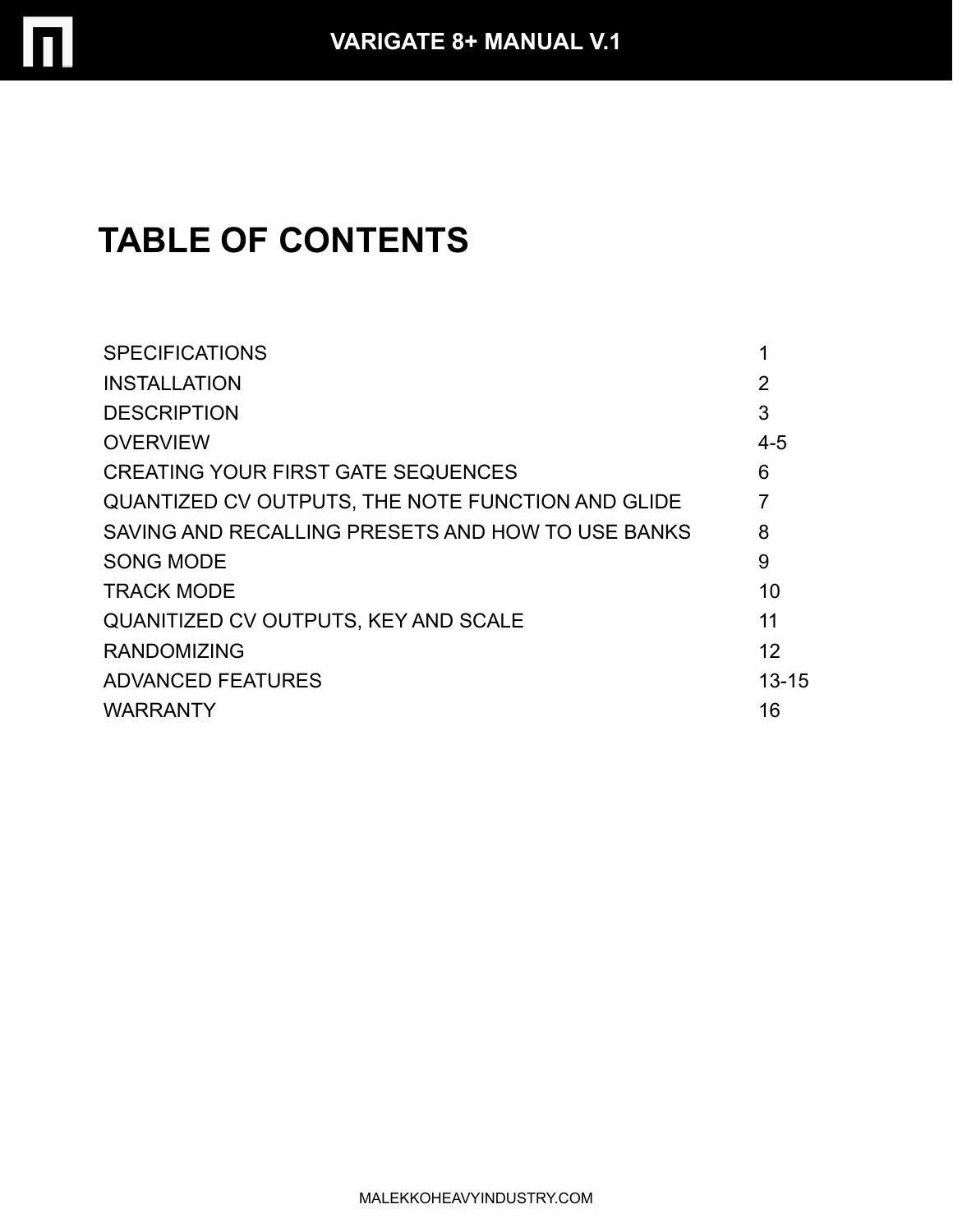# TABLE OF CONTENTS

| | |
|---|---|
| SPECIFICATIONS | 1 |
| INSTALLATION | 2 |
| DESCRIPTION | 3 |
| OVERVIEW | 4-5 |
| CREATING YOUR FIRST GATE SEQUENCES | 6 |
| QUANTIZED CV OUTPUTS, THE NOTE FUNCTION AND GLIDE | 7 |
| SAVING AND RECALLING PRESETS AND HOW TO USE BANKS | 8 |
| SONG MODE | 9 |
| TRACK MODE | 10 |
| QUANITIZED CV OUTPUTS, KEY AND SCALE | 11 |
| RANDOMIZING | 12 |
| ADVANCED FEATURES | 13-15 |
| WARRANTY | 16 |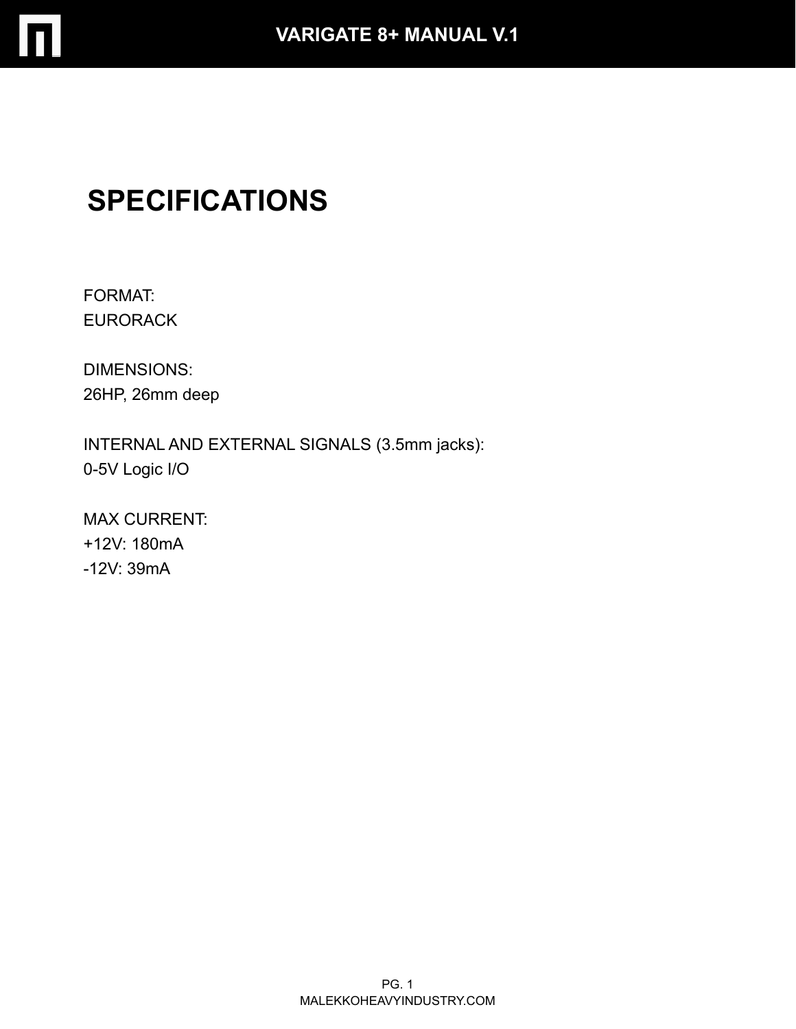# SPECIFICATIONS

FORMAT:
EURORACK

DIMENSIONS:
26HP, 26mm deep

INTERNAL AND EXTERNAL SIGNALS (3.5mm jacks):
0-5V Logic I/O

MAX CURRENT:
+12V: 180mA
-12V: 39mA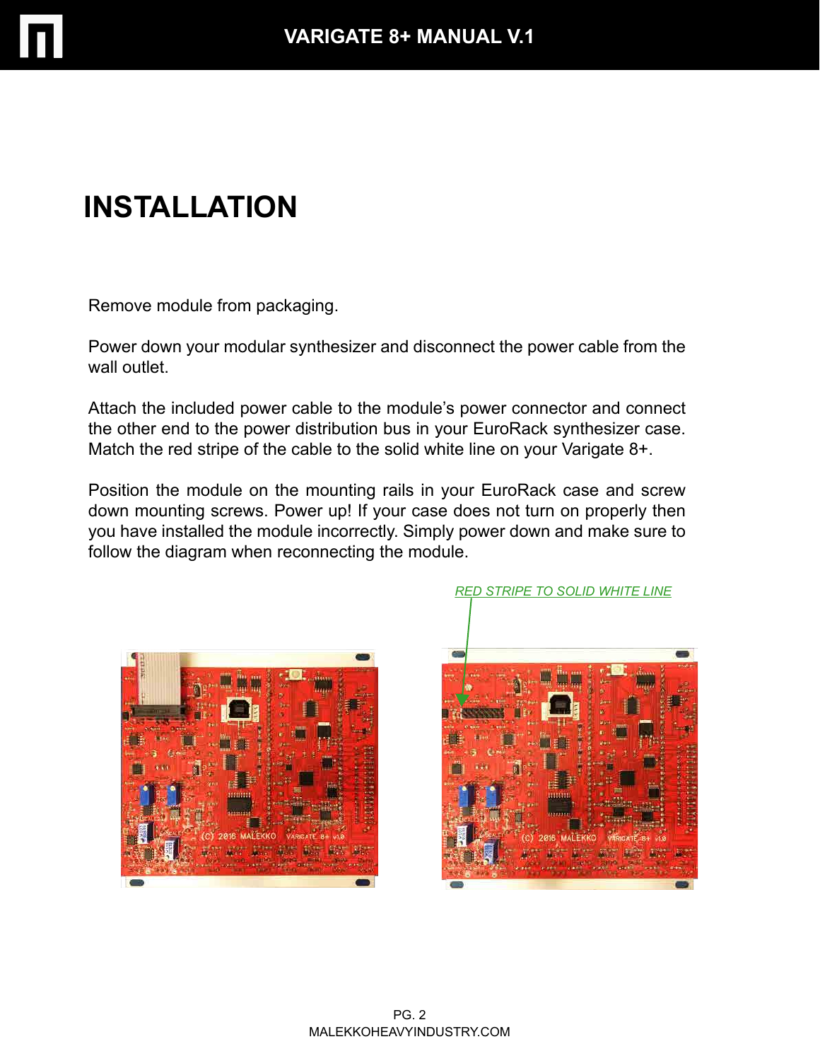# INSTALLATION

Remove module from packaging.

Power down your modular synthesizer and disconnect the power cable from the wall outlet.

Attach the included power cable to the module's power connector and connect the other end to the power distribution bus in your EuroRack synthesizer case. Match the red stripe of the cable to the solid white line on your Varigate 8+.

Position the module on the mounting rails in your EuroRack case and screw down mounting screws. Power up! If your case does not turn on properly then you have installed the module incorrectly. Simply power down and make sure to follow the diagram when reconnecting the module.

RED STRIPE TO SOLID WHITE LINE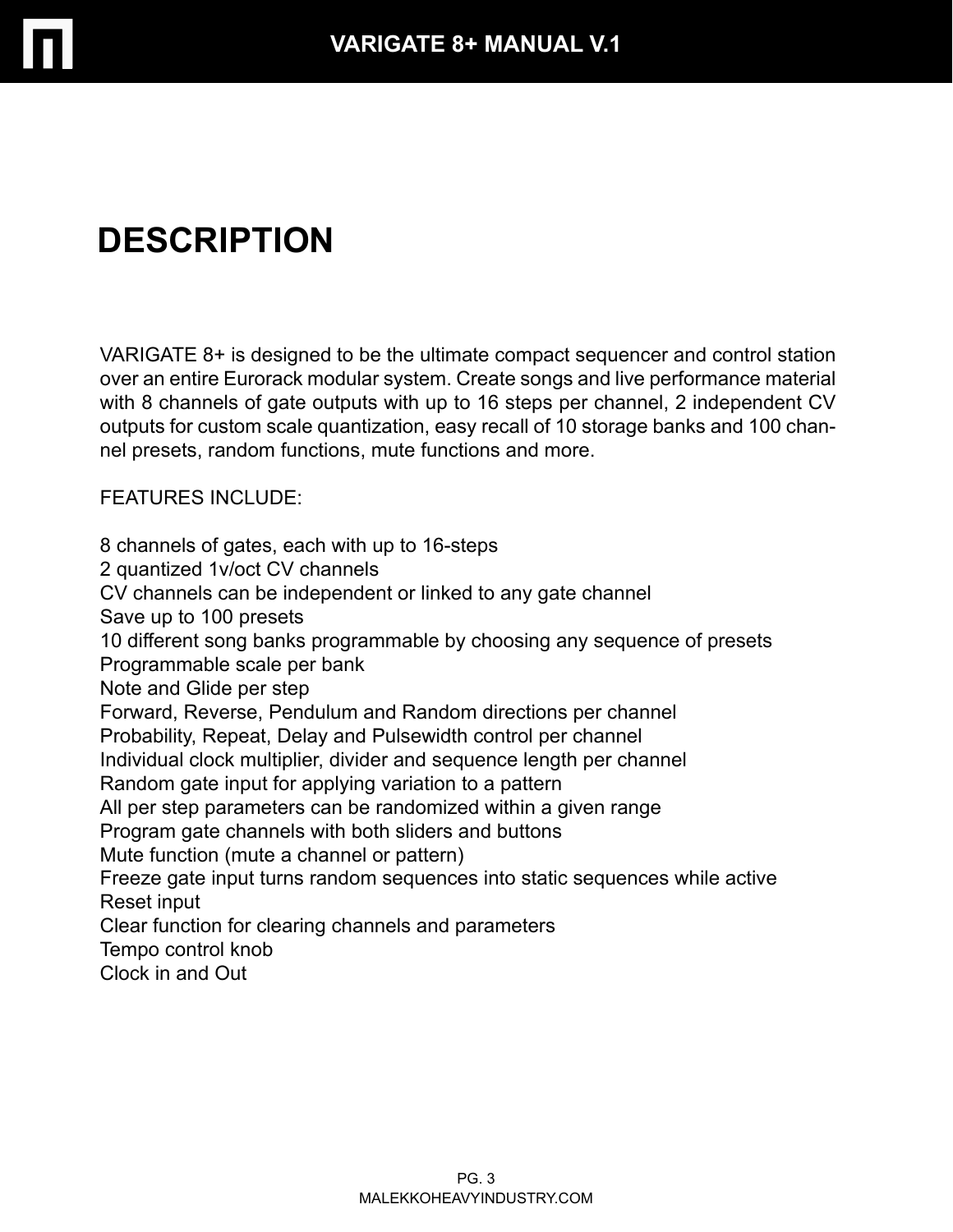# DESCRIPTION

VARIGATE 8+ is designed to be the ultimate compact sequencer and control station over an entire Eurorack modular system. Create songs and live performance material with 8 channels of gate outputs with up to 16 steps per channel, 2 independent CV outputs for custom scale quantization, easy recall of 10 storage banks and 100 channel presets, random functions, mute functions and more.

FEATURES INCLUDE:

8 channels of gates, each with up to 16-steps
2 quantized 1v/oct CV channels
CV channels can be independent or linked to any gate channel
Save up to 100 presets
10 different song banks programmable by choosing any sequence of presets
Programmable scale per bank
Note and Glide per step
Forward, Reverse, Pendulum and Random directions per channel
Probability, Repeat, Delay and Pulsewidth control per channel
Individual clock multiplier, divider and sequence length per channel
Random gate input for applying variation to a pattern
All per step parameters can be randomized within a given range
Program gate channels with both sliders and buttons
Mute function (mute a channel or pattern)
Freeze gate input turns random sequences into static sequences while active
Reset input
Clear function for clearing channels and parameters
Tempo control knob
Clock in and Out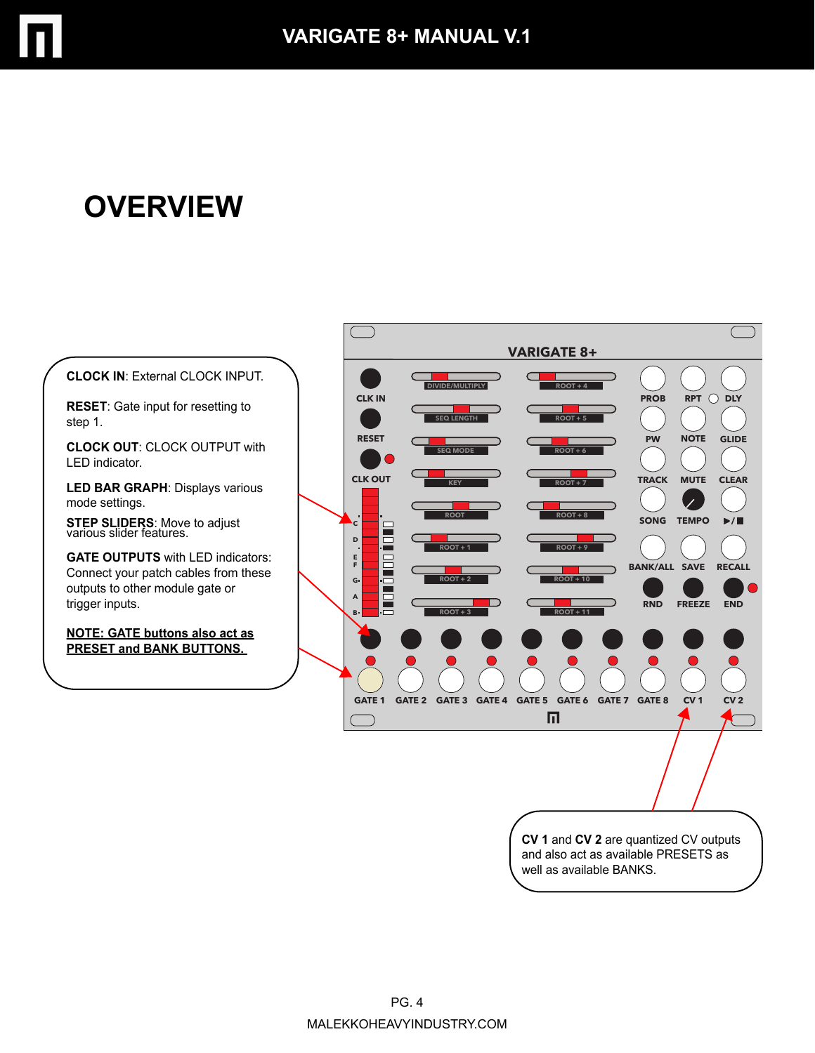# OVERVIEW

**CLOCK IN**: External CLOCK INPUT.

**RESET**: Gate input for resetting to step 1.

**CLOCK OUT**: CLOCK OUTPUT with LED indicator.

**LED BAR GRAPH**: Displays various mode settings.

**STEP SLIDERS**: Move to adjust various slider features.

**GATE OUTPUTS** with LED indicators: Connect your patch cables from these outputs to other module gate or trigger inputs.

**NOTE: GATE buttons also act as PRESET and BANK BUTTONS.**

**CV 1** and **CV 2** are quantized CV outputs and also act as available PRESETS as well as available BANKS.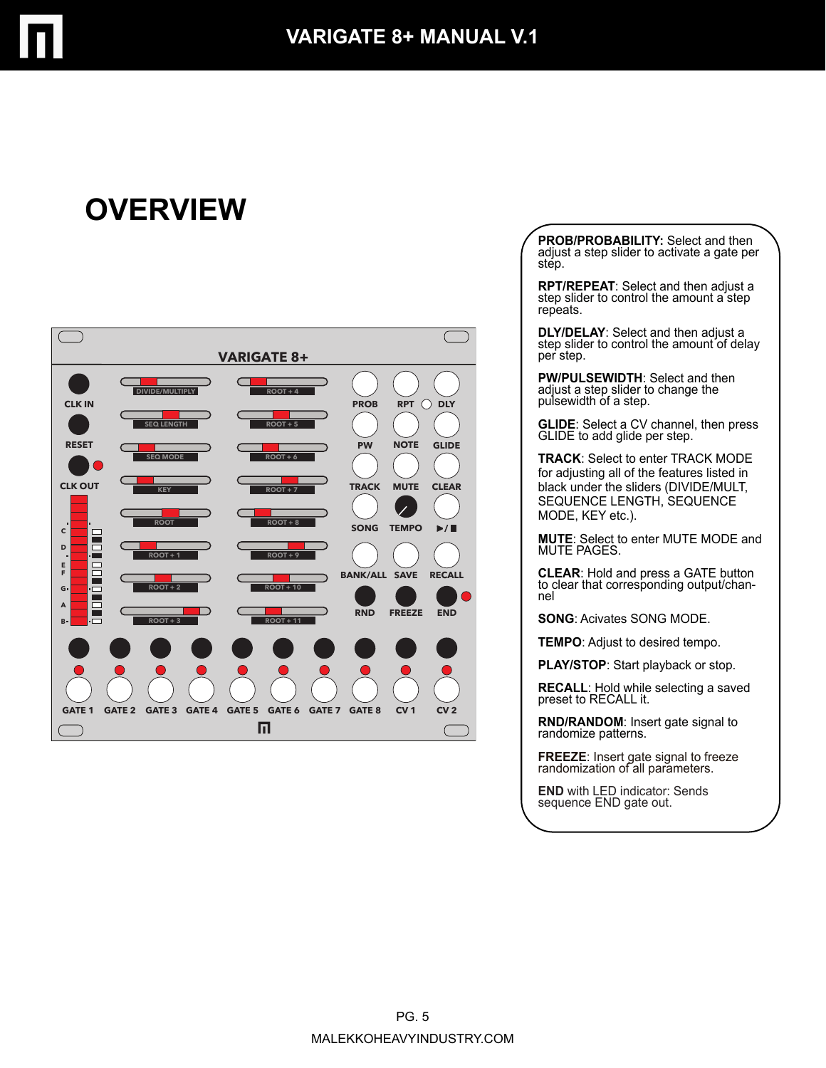# OVERVIEW

**PROB/PROBABILITY:** Select and then adjust a step slider to activate a gate per step.

**RPT/REPEAT**: Select and then adjust a step slider to control the amount a step repeats.

**DLY/DELAY**: Select and then adjust a step slider to control the amount of delay per step.

**PW/PULSEWIDTH**: Select and then adjust a step slider to change the pulsewidth of a step.

**GLIDE**: Select a CV channel, then press GLIDE to add glide per step.

**TRACK**: Select to enter TRACK MODE for adjusting all of the features listed in black under the sliders (DIVIDE/MULT, SEQUENCE LENGTH, SEQUENCE MODE, KEY etc.).

**MUTE**: Select to enter MUTE MODE and MUTE PAGES.

**CLEAR**: Hold and press a GATE button to clear that corresponding output/channel

**SONG**: Acivates SONG MODE.

**TEMPO**: Adjust to desired tempo.

**PLAY/STOP**: Start playback or stop.

**RECALL**: Hold while selecting a saved preset to RECALL it.

**RND/RANDOM**: Insert gate signal to randomize patterns.

**FREEZE**: Insert gate signal to freeze randomization of all parameters.

**END** with LED indicator: Sends sequence END gate out.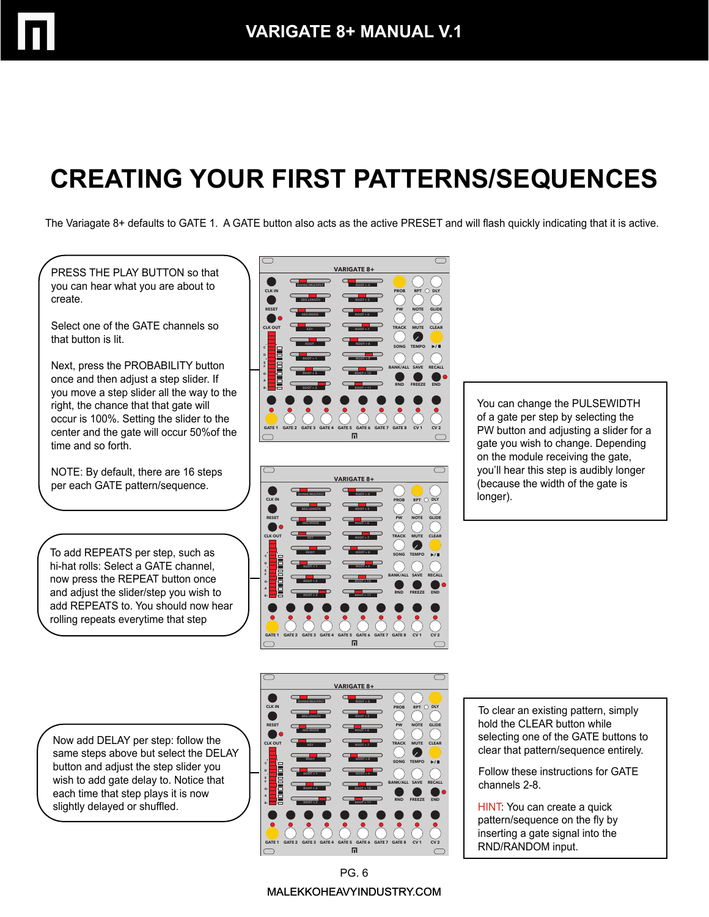# CREATING YOUR FIRST PATTERNS/SEQUENCES

The Variagate 8+ defaults to GATE 1. A GATE button also acts as the active PRESET and will flash quickly indicating that it is active.

PRESS THE PLAY BUTTON so that you can hear what you are about to create.

Select one of the GATE channels so that button is lit.

Next, press the PROBABILITY button once and then adjust a step slider. If you move a step slider all the way to the right, the chance that that gate will occur is 100%. Setting the slider to the center and the gate will occur 50%of the time and so forth.

NOTE: By default, there are 16 steps per each GATE pattern/sequence.

You can change the PULSEWIDTH of a gate per step by selecting the PW button and adjusting a slider for a gate you wish to change. Depending on the module receiving the gate, you'll hear this step is audibly longer (because the width of the gate is longer).

To add REPEATS per step, such as hi-hat rolls: Select a GATE channel, now press the REPEAT button once and adjust the slider/step you wish to add REPEATS to. You should now hear rolling repeats everytime that step

Now add DELAY per step: follow the same steps above but select the DELAY button and adjust the step slider you wish to add gate delay to. Notice that each time that step plays it is now slightly delayed or shuffled.

To clear an existing pattern, simply hold the CLEAR button while selecting one of the GATE buttons to clear that pattern/sequence entirely.

Follow these instructions for GATE channels 2-8.

HINT: You can create a quick pattern/sequence on the fly by inserting a gate signal into the RND/RANDOM input.

MALEKKOHEAVYINDUSTRY.COM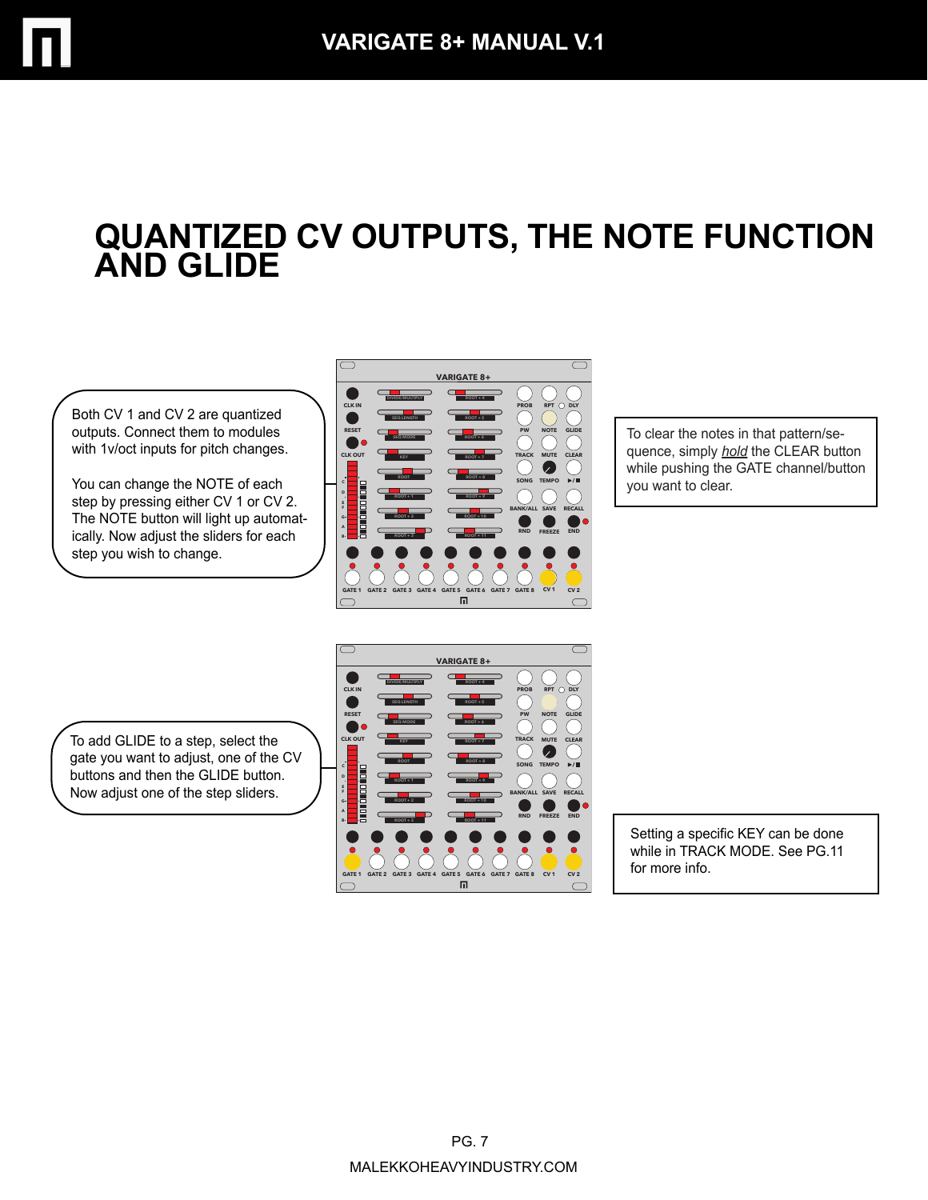# QUANTIZED CV OUTPUTS, THE NOTE FUNCTION AND GLIDE

Both CV 1 and CV 2 are quantized outputs. Connect them to modules with 1v/oct inputs for pitch changes.

You can change the NOTE of each step by pressing either CV 1 or CV 2. The NOTE button will light up automatically. Now adjust the sliders for each step you wish to change.

To clear the notes in that pattern/sequence, simply *hold* the CLEAR button while pushing the GATE channel/button you want to clear.

To add GLIDE to a step, select the gate you want to adjust, one of the CV buttons and then the GLIDE button. Now adjust one of the step sliders.

Setting a specific KEY can be done while in TRACK MODE. See PG.11 for more info.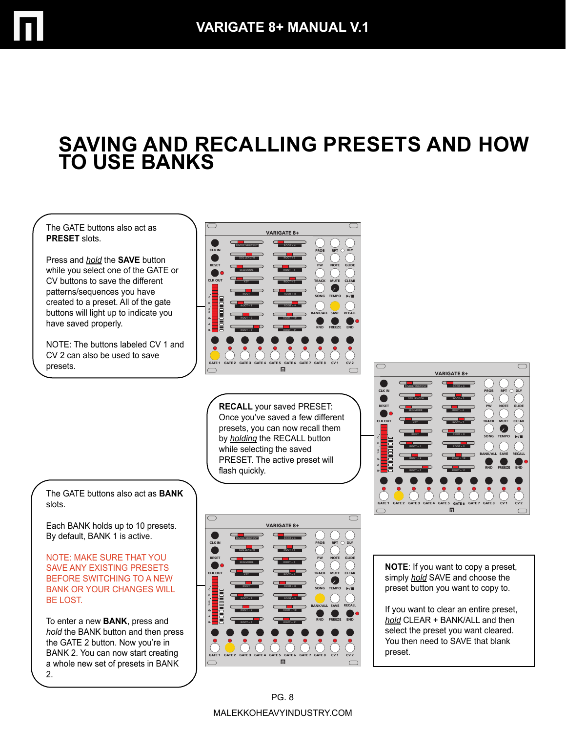# SAVING AND RECALLING PRESETS AND HOW TO USE BANKS

The GATE buttons also act as **PRESET** slots.

Press and *hold* the **SAVE** button while you select one of the GATE or CV buttons to save the different patterns/sequences you have created to a preset. All of the gate buttons will light up to indicate you have saved properly.

NOTE: The buttons labeled CV 1 and CV 2 can also be used to save presets.

**RECALL** your saved PRESET: Once you've saved a few different presets, you can now recall them by *holding* the RECALL button while selecting the saved PRESET. The active preset will flash quickly.

The GATE buttons also act as **BANK** slots.

Each BANK holds up to 10 presets. By default, BANK 1 is active.

NOTE: MAKE SURE THAT YOU SAVE ANY EXISTING PRESETS BEFORE SWITCHING TO A NEW BANK OR YOUR CHANGES WILL BE LOST.

To enter a new **BANK**, press and *hold* the BANK button and then press the GATE 2 button. Now you're in BANK 2. You can now start creating a whole new set of presets in BANK 2.

**NOTE**: If you want to copy a preset, simply *hold* SAVE and choose the preset button you want to copy to.

If you want to clear an entire preset, *hold* CLEAR + BANK/ALL and then select the preset you want cleared. You then need to SAVE that blank preset.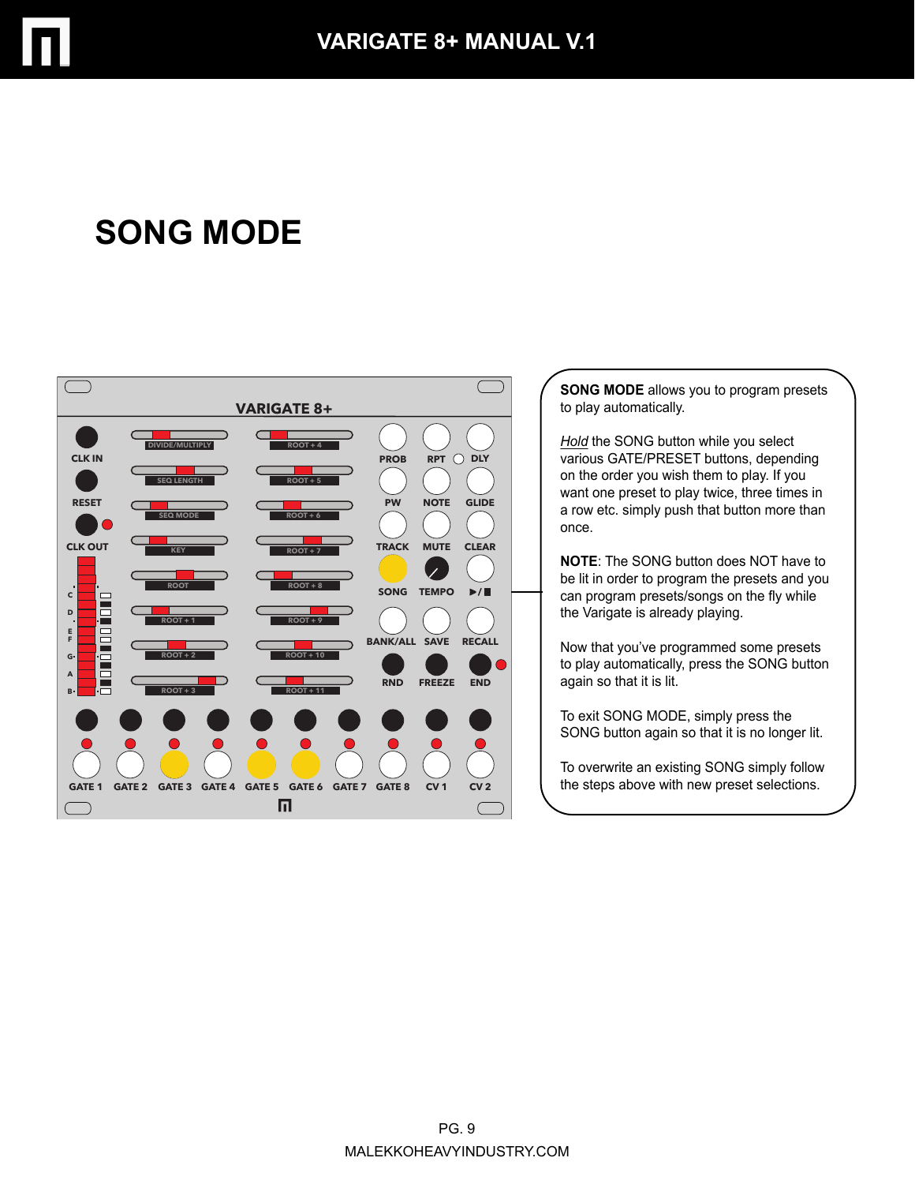# SONG MODE

**SONG MODE** allows you to program presets to play automatically.

*Hold* the SONG button while you select various GATE/PRESET buttons, depending on the order you wish them to play. If you want one preset to play twice, three times in a row etc. simply push that button more than once.

**NOTE**: The SONG button does NOT have to be lit in order to program the presets and you can program presets/songs on the fly while the Varigate is already playing.

Now that you've programmed some presets to play automatically, press the SONG button again so that it is lit.

To exit SONG MODE, simply press the SONG button again so that it is no longer lit.

To overwrite an existing SONG simply follow the steps above with new preset selections.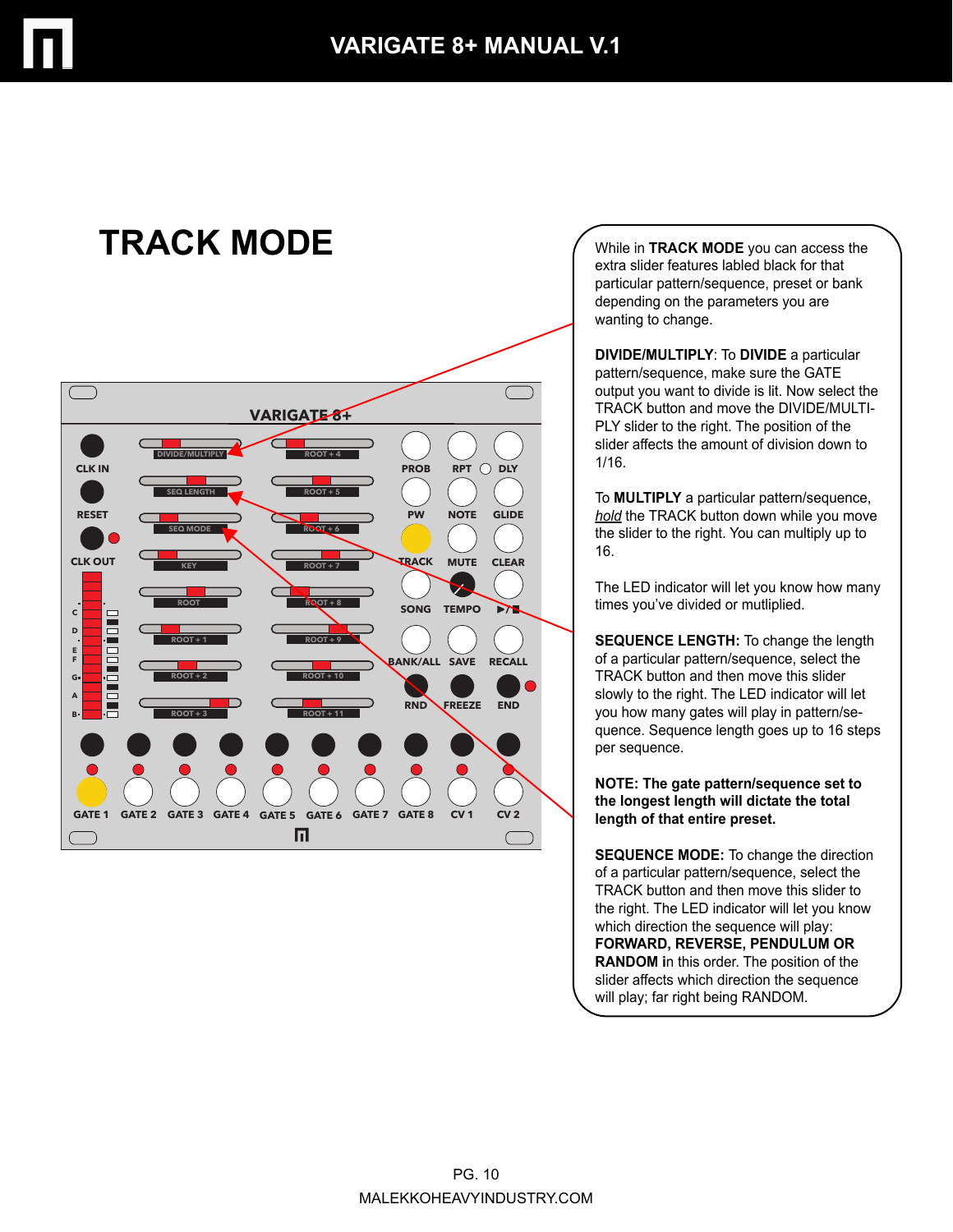# TRACK MODE

While in **TRACK MODE** you can access the extra slider features labled black for that particular pattern/sequence, preset or bank depending on the parameters you are wanting to change.

**DIVIDE/MULTIPLY**: To **DIVIDE** a particular pattern/sequence, make sure the GATE output you want to divide is lit. Now select the TRACK button and move the DIVIDE/MULTIPLY slider to the right. The position of the slider affects the amount of division down to 1/16.

To **MULTIPLY** a particular pattern/sequence, *hold* the TRACK button down while you move the slider to the right. You can multiply up to 16.

The LED indicator will let you know how many times you've divided or mutliplied.

**SEQUENCE LENGTH:** To change the length of a particular pattern/sequence, select the TRACK button and then move this slider slowly to the right. The LED indicator will let you how many gates will play in pattern/sequence. Sequence length goes up to 16 steps per sequence.

**NOTE: The gate pattern/sequence set to the longest length will dictate the total length of that entire preset.**

**SEQUENCE MODE:** To change the direction of a particular pattern/sequence, select the TRACK button and then move this slider to the right. The LED indicator will let you know which direction the sequence will play: **FORWARD, REVERSE, PENDULUM OR RANDOM** in this order. The position of the slider affects which direction the sequence will play; far right being RANDOM.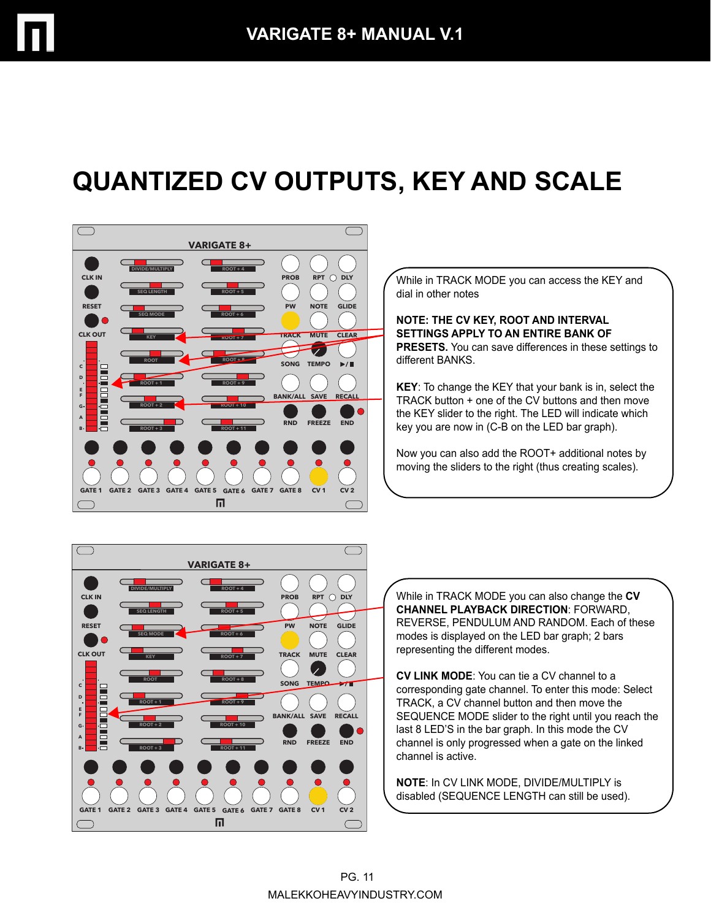# QUANTIZED CV OUTPUTS, KEY AND SCALE

While in TRACK MODE you can access the KEY and dial in other notes

**NOTE: THE CV KEY, ROOT AND INTERVAL SETTINGS APPLY TO AN ENTIRE BANK OF PRESETS.** You can save differences in these settings to different BANKS.

**KEY**: To change the KEY that your bank is in, select the TRACK button + one of the CV buttons and then move the KEY slider to the right. The LED will indicate which key you are now in (C-B on the LED bar graph).

Now you can also add the ROOT+ additional notes by moving the sliders to the right (thus creating scales).

While in TRACK MODE you can also change the **CV CHANNEL PLAYBACK DIRECTION**: FORWARD, REVERSE, PENDULUM AND RANDOM. Each of these modes is displayed on the LED bar graph; 2 bars representing the different modes.

**CV LINK MODE**: You can tie a CV channel to a corresponding gate channel. To enter this mode: Select TRACK, a CV channel button and then move the SEQUENCE MODE slider to the right until you reach the last 8 LED'S in the bar graph. In this mode the CV channel is only progressed when a gate on the linked channel is active.

**NOTE**: In CV LINK MODE, DIVIDE/MULTIPLY is disabled (SEQUENCE LENGTH can still be used).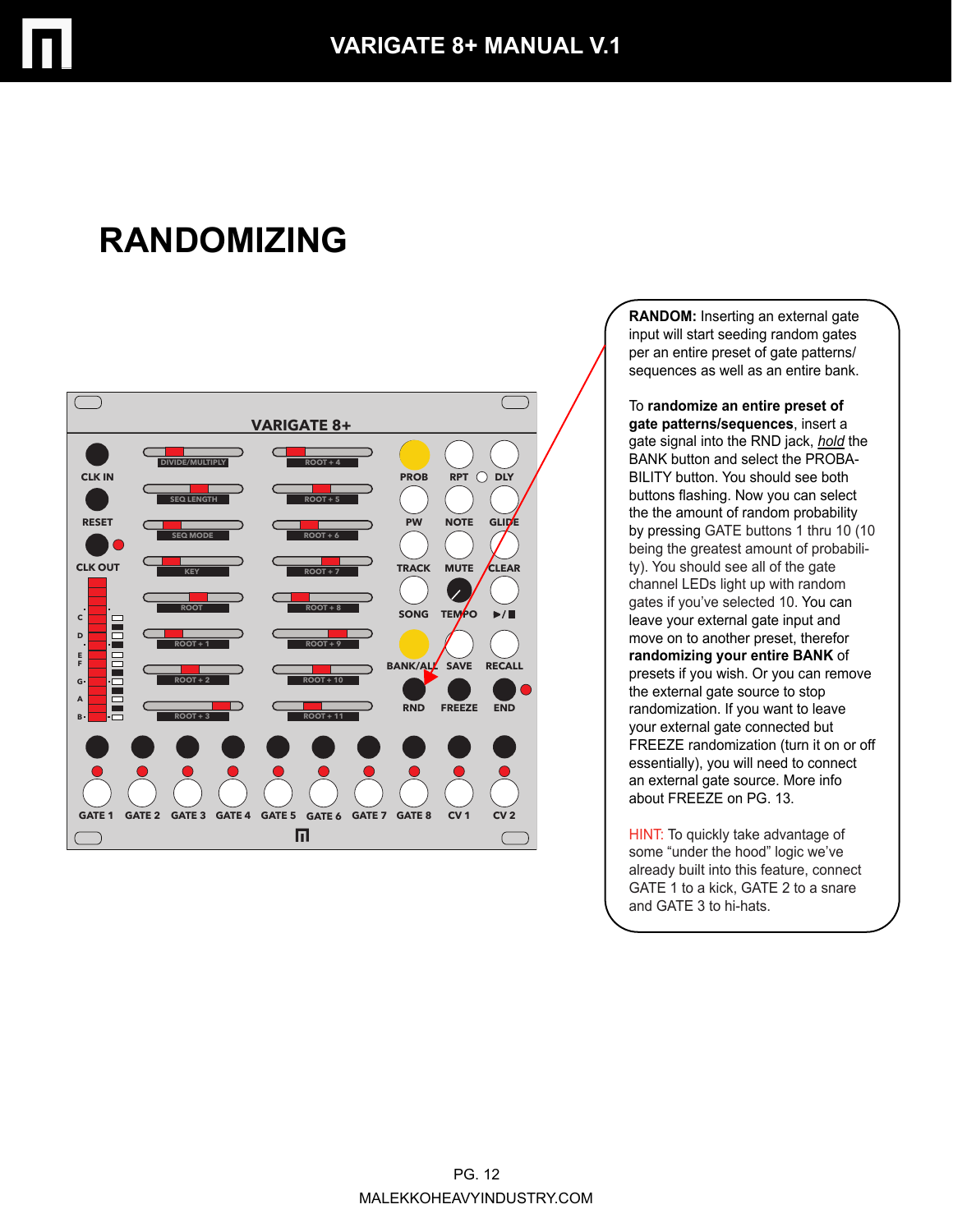# RANDOMIZING

**RANDOM:** Inserting an external gate input will start seeding random gates per an entire preset of gate patterns/ sequences as well as an entire bank.

To **randomize an entire preset of gate patterns/sequences**, insert a gate signal into the RND jack, *hold* the BANK button and select the PROBABILITY button. You should see both buttons flashing. Now you can select the amount of random probability by pressing GATE buttons 1 thru 10 (10 being the greatest amount of probability). You should see all of the gate channel LEDs light up with random gates if you've selected 10. You can leave your external gate input and move on to another preset, therefor **randomizing your entire BANK** of presets if you wish. Or you can remove the external gate source to stop randomization. If you want to leave your external gate connected but FREEZE randomization (turn it on or off essentially), you will need to connect an external gate source. More info about FREEZE on PG. 13.

HINT: To quickly take advantage of some "under the hood" logic we've already built into this feature, connect GATE 1 to a kick, GATE 2 to a snare and GATE 3 to hi-hats.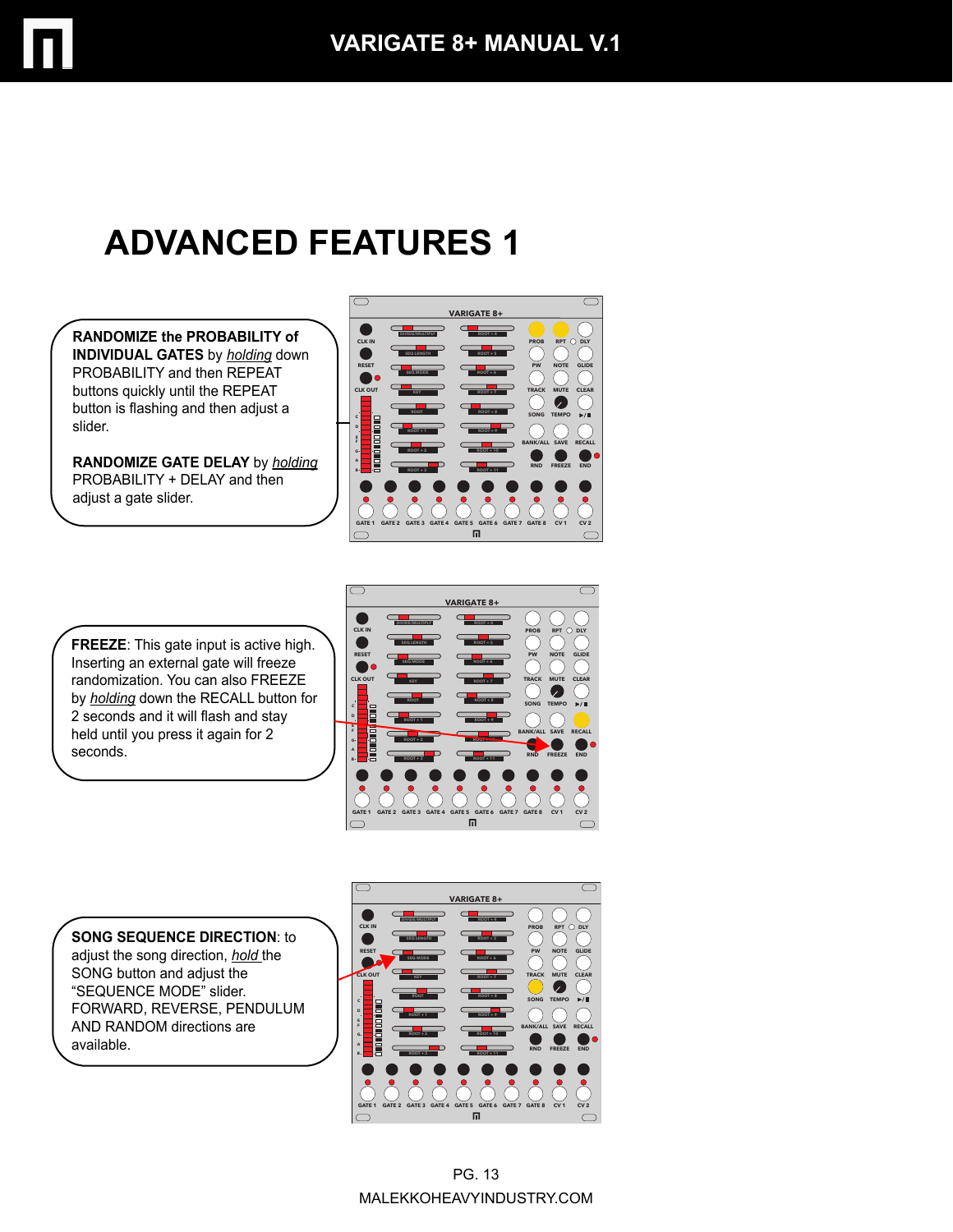# ADVANCED FEATURES 1

**RANDOMIZE the PROBABILITY of INDIVIDUAL GATES** by _holding_ down PROBABILITY and then REPEAT buttons quickly until the REPEAT button is flashing and then adjust a slider.

**RANDOMIZE GATE DELAY** by _holding_ PROBABILITY + DELAY and then adjust a gate slider.

**FREEZE**: This gate input is active high. Inserting an external gate will freeze randomization. You can also FREEZE by _holding_ down the RECALL button for 2 seconds and it will flash and stay held until you press it again for 2 seconds.

**SONG SEQUENCE DIRECTION**: to adjust the song direction, _hold_ the SONG button and adjust the "SEQUENCE MODE" slider. FORWARD, REVERSE, PENDULUM AND RANDOM directions are available.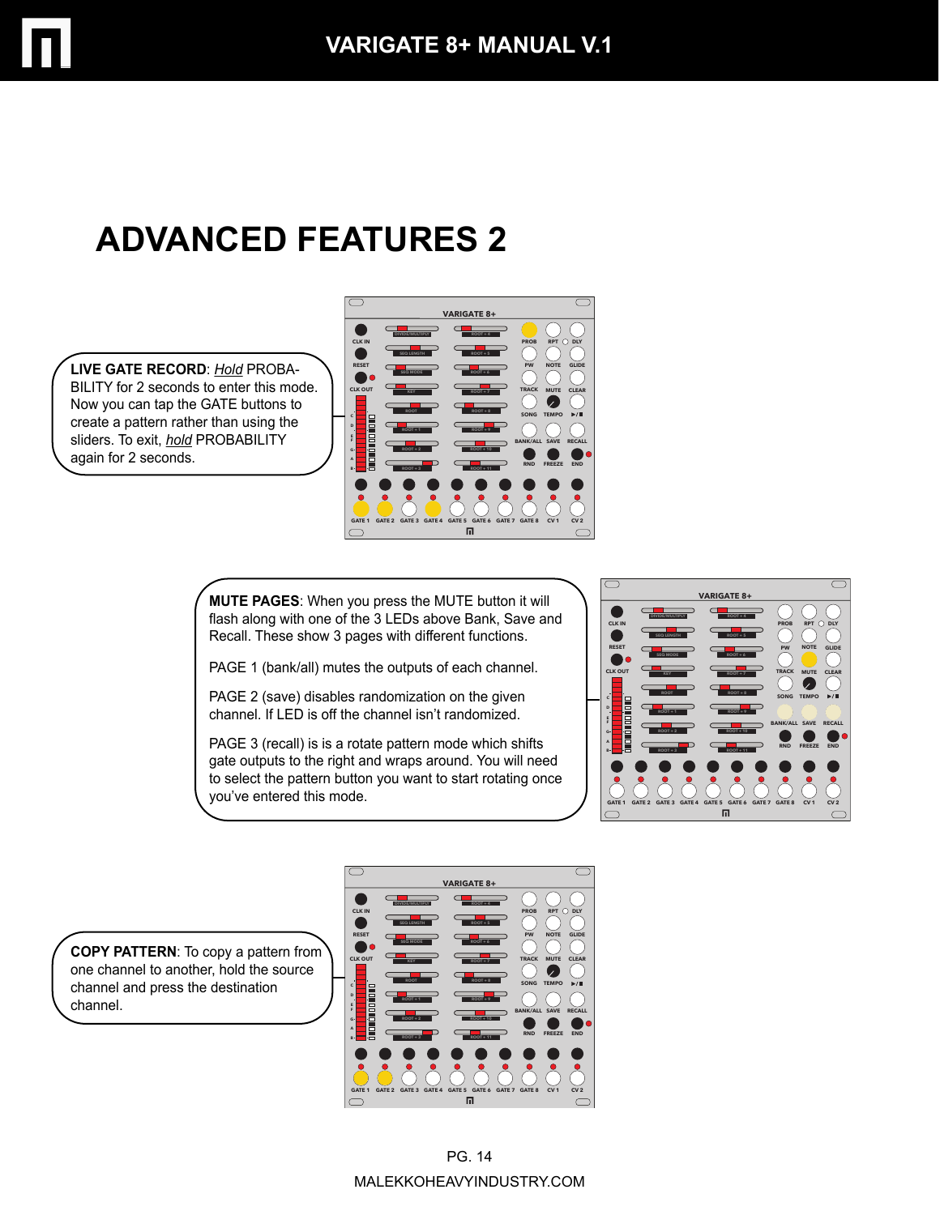# ADVANCED FEATURES 2

**LIVE GATE RECORD**: *Hold* PROBABILITY for 2 seconds to enter this mode. Now you can tap the GATE buttons to create a pattern rather than using the sliders. To exit, *hold* PROBABILITY again for 2 seconds.

**MUTE PAGES**: When you press the MUTE button it will flash along with one of the 3 LEDs above Bank, Save and Recall. These show 3 pages with different functions.

PAGE 1 (bank/all) mutes the outputs of each channel.

PAGE 2 (save) disables randomization on the given channel. If LED is off the channel isn't randomized.

PAGE 3 (recall) is is a rotate pattern mode which shifts gate outputs to the right and wraps around. You will need to select the pattern button you want to start rotating once you've entered this mode.

**COPY PATTERN**: To copy a pattern from one channel to another, hold the source channel and press the destination channel.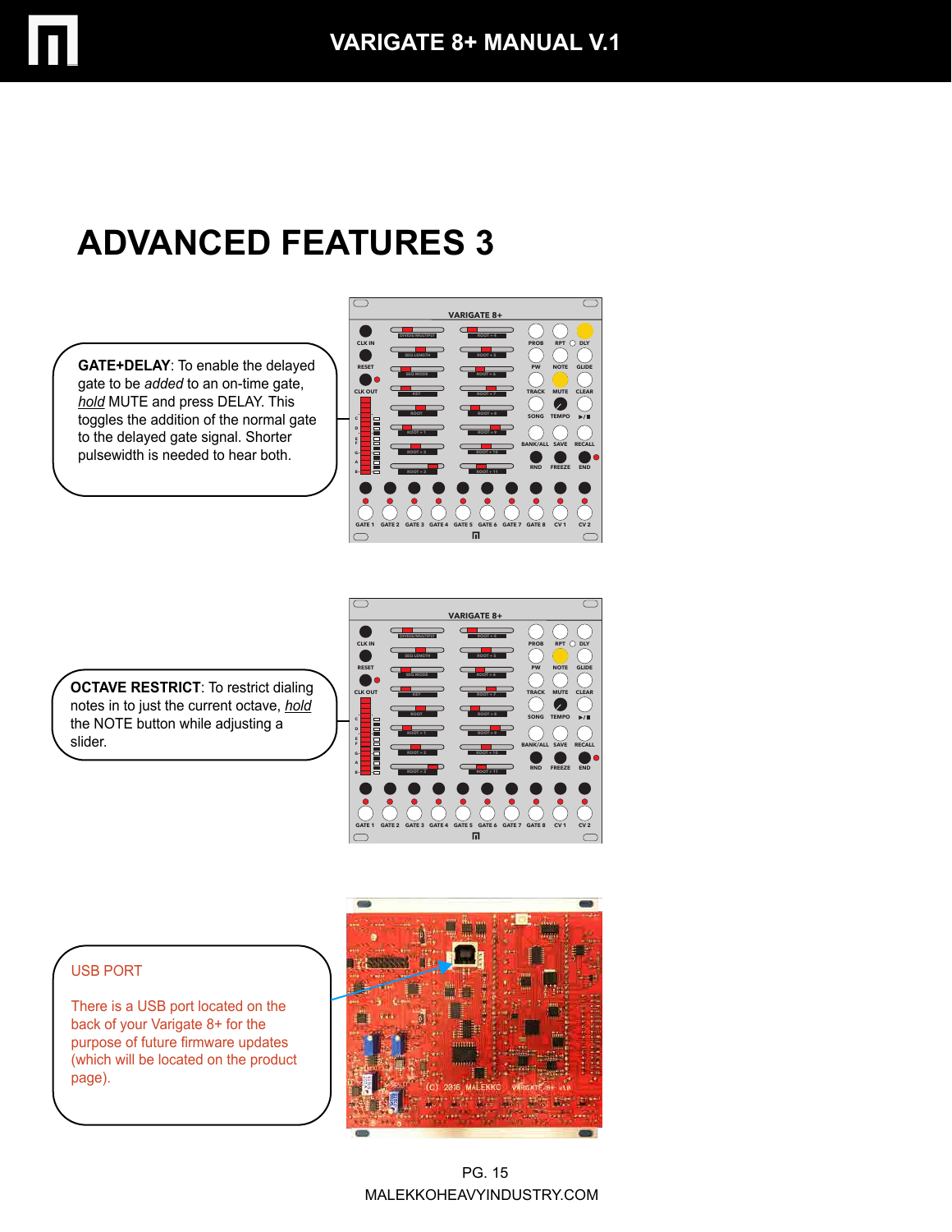# ADVANCED FEATURES 3

**GATE+DELAY**: To enable the delayed gate to be *added* to an on-time gate, *hold* MUTE and press DELAY. This toggles the addition of the normal gate to the delayed gate signal. Shorter pulsewidth is needed to hear both.

**OCTAVE RESTRICT**: To restrict dialing notes in to just the current octave, *hold* the NOTE button while adjusting a slider.

USB PORT

There is a USB port located on the back of your Varigate 8+ for the purpose of future firmware updates (which will be located on the product page).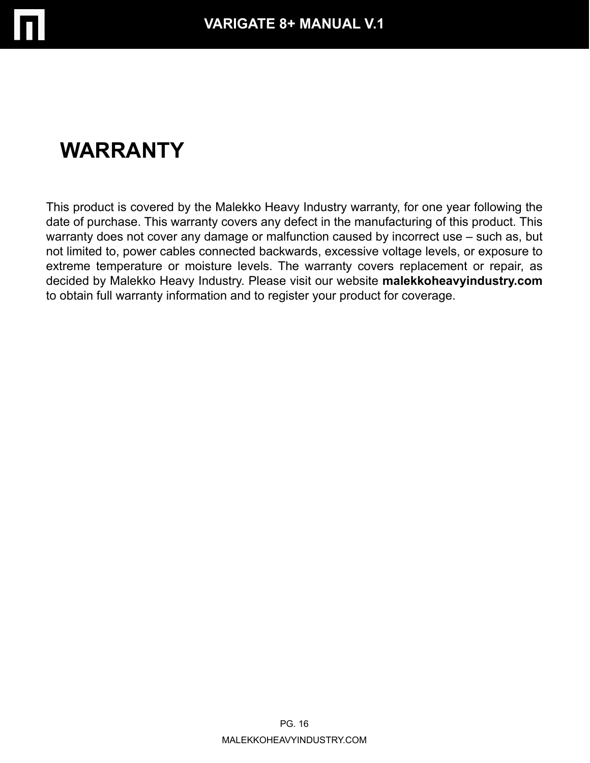# WARRANTY

This product is covered by the Malekko Heavy Industry warranty, for one year following the date of purchase. This warranty covers any defect in the manufacturing of this product. This warranty does not cover any damage or malfunction caused by incorrect use – such as, but not limited to, power cables connected backwards, excessive voltage levels, or exposure to extreme temperature or moisture levels. The warranty covers replacement or repair, as decided by Malekko Heavy Industry. Please visit our website **malekkoheavyindustry.com** to obtain full warranty information and to register your product for coverage.